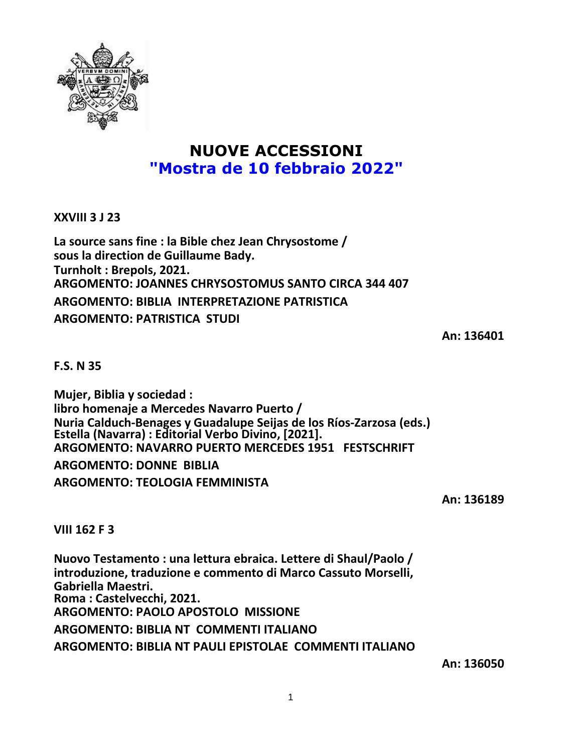# NUOVE ACCESSIONI
## "Mostra de 10 febbraio 2022"

**XXVIII 3 J 23**

**La source sans fine : la Bible chez Jean Chrysostome /**
**sous la direction de Guillaume Bady.**
**Turnholt : Brepols, 2021.**
**ARGOMENTO: JOANNES CHRYSOSTOMUS SANTO CIRCA 344 407**
**ARGOMENTO: BIBLIA INTERPRETAZIONE PATRISTICA**
**ARGOMENTO: PATRISTICA STUDI**

**An: 136401**

**F.S. N 35**

**Mujer, Biblia y sociedad :**
**libro homenaje a Mercedes Navarro Puerto /**
**Nuria Calduch-Benages y Guadalupe Seijas de los Ríos-Zarzosa (eds.)**
**Estella (Navarra) : Editorial Verbo Divino, [2021].**
**ARGOMENTO: NAVARRO PUERTO MERCEDES 1951 FESTSCHRIFT**
**ARGOMENTO: DONNE BIBLIA**
**ARGOMENTO: TEOLOGIA FEMMINISTA**

**An: 136189**

**VIII 162 F 3**

**Nuovo Testamento : una lettura ebraica. Lettere di Shaul/Paolo /**
**introduzione, traduzione e commento di Marco Cassuto Morselli,**
**Gabriella Maestri.**
**Roma : Castelvecchi, 2021.**
**ARGOMENTO: PAOLO APOSTOLO MISSIONE**
**ARGOMENTO: BIBLIA NT COMMENTI ITALIANO**
**ARGOMENTO: BIBLIA NT PAULI EPISTOLAE COMMENTI ITALIANO**

**An: 136050**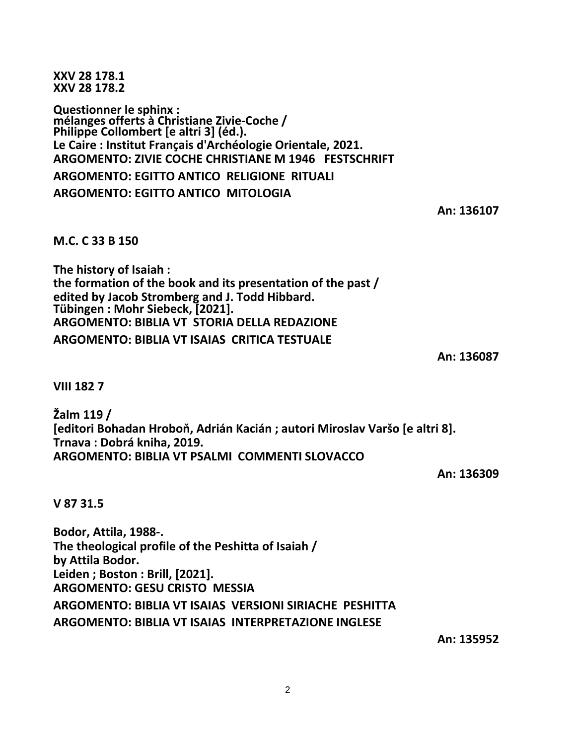**XXV 28 178.1**
**XXV 28 178.2**

**Questionner le sphinx :**
**mélanges offerts à Christiane Zivie-Coche /**
**Philippe Collombert [e altri 3] (éd.).**
**Le Caire : Institut Français d'Archéologie Orientale, 2021.**
**ARGOMENTO: ZIVIE COCHE CHRISTIANE M 1946 FESTSCHRIFT**
**ARGOMENTO: EGITTO ANTICO RELIGIONE RITUALI**
**ARGOMENTO: EGITTO ANTICO MITOLOGIA**

**An: 136107**

**M.C. C 33 B 150**

**The history of Isaiah :**
**the formation of the book and its presentation of the past /**
**edited by Jacob Stromberg and J. Todd Hibbard.**
**Tübingen : Mohr Siebeck, [2021].**
**ARGOMENTO: BIBLIA VT STORIA DELLA REDAZIONE**
**ARGOMENTO: BIBLIA VT ISAIAS CRITICA TESTUALE**

**An: 136087**

**VIII 182 7**

**Žalm 119 /**
**[editori Bohadan Hroboň, Adrián Kacián ; autori Miroslav Varšo [e altri 8].**
**Trnava : Dobrá kniha, 2019.**
**ARGOMENTO: BIBLIA VT PSALMI COMMENTI SLOVACCO**

**An: 136309**

**V 87 31.5**

**Bodor, Attila, 1988-.**
**The theological profile of the Peshitta of Isaiah /**
**by Attila Bodor.**
**Leiden ; Boston : Brill, [2021].**
**ARGOMENTO: GESU CRISTO MESSIA**
**ARGOMENTO: BIBLIA VT ISAIAS VERSIONI SIRIACHE PESHITTA**
**ARGOMENTO: BIBLIA VT ISAIAS INTERPRETAZIONE INGLESE**

**An: 135952**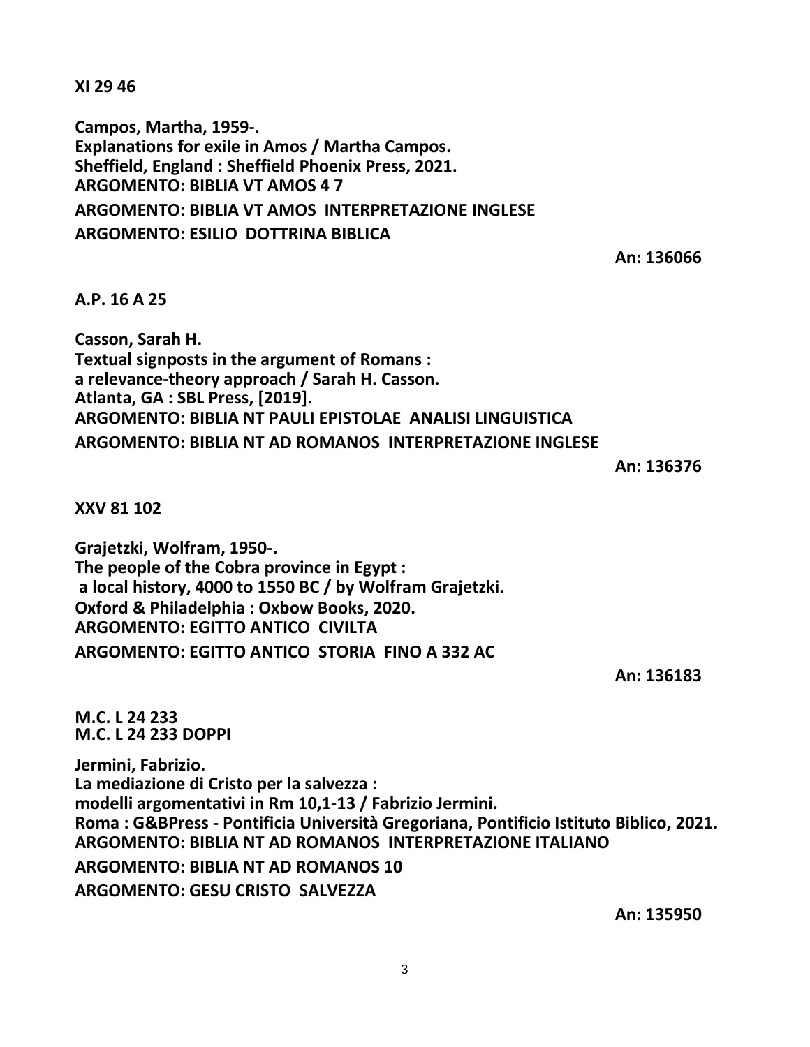**XI 29 46**

**Campos, Martha, 1959-.**
**Explanations for exile in Amos / Martha Campos.**
**Sheffield, England : Sheffield Phoenix Press, 2021.**
**ARGOMENTO: BIBLIA VT AMOS 4 7**
**ARGOMENTO: BIBLIA VT AMOS INTERPRETAZIONE INGLESE**
**ARGOMENTO: ESILIO DOTTRINA BIBLICA**

**An: 136066**

**A.P. 16 A 25**

**Casson, Sarah H.**
**Textual signposts in the argument of Romans :**
**a relevance-theory approach / Sarah H. Casson.**
**Atlanta, GA : SBL Press, [2019].**
**ARGOMENTO: BIBLIA NT PAULI EPISTOLAE ANALISI LINGUISTICA**
**ARGOMENTO: BIBLIA NT AD ROMANOS INTERPRETAZIONE INGLESE**

**An: 136376**

**XXV 81 102**

**Grajetzki, Wolfram, 1950-.**
**The people of the Cobra province in Egypt :**
**a local history, 4000 to 1550 BC / by Wolfram Grajetzki.**
**Oxford & Philadelphia : Oxbow Books, 2020.**
**ARGOMENTO: EGITTO ANTICO CIVILTA**
**ARGOMENTO: EGITTO ANTICO STORIA FINO A 332 AC**

**An: 136183**

**M.C. L 24 233**
**M.C. L 24 233 DOPPI**

**Jermini, Fabrizio.**
**La mediazione di Cristo per la salvezza :**
**modelli argomentativi in Rm 10,1-13 / Fabrizio Jermini.**
**Roma : G&BPress - Pontificia Università Gregoriana, Pontificio Istituto Biblico, 2021.**
**ARGOMENTO: BIBLIA NT AD ROMANOS INTERPRETAZIONE ITALIANO**
**ARGOMENTO: BIBLIA NT AD ROMANOS 10**
**ARGOMENTO: GESU CRISTO SALVEZZA**

**An: 135950**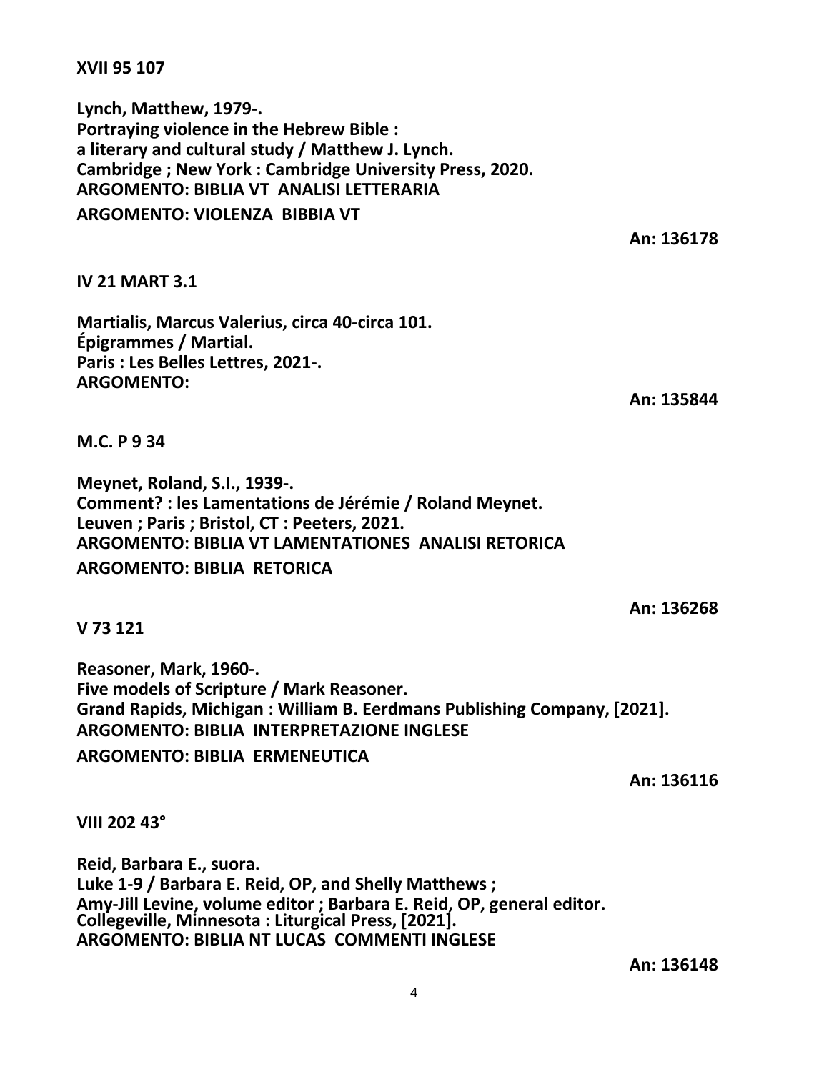**XVII 95 107**

**Lynch, Matthew, 1979-.**
**Portraying violence in the Hebrew Bible :**
**a literary and cultural study / Matthew J. Lynch.**
**Cambridge ; New York : Cambridge University Press, 2020.**
**ARGOMENTO: BIBLIA VT ANALISI LETTERARIA**
**ARGOMENTO: VIOLENZA BIBBIA VT**

**An: 136178**

**IV 21 MART 3.1**

**Martialis, Marcus Valerius, circa 40-circa 101.**
**Épigrammes / Martial.**
**Paris : Les Belles Lettres, 2021-.**
**ARGOMENTO:**

**An: 135844**

**M.C. P 9 34**

**Meynet, Roland, S.I., 1939-.**
**Comment? : les Lamentations de Jérémie / Roland Meynet.**
**Leuven ; Paris ; Bristol, CT : Peeters, 2021.**
**ARGOMENTO: BIBLIA VT LAMENTATIONES ANALISI RETORICA**
**ARGOMENTO: BIBLIA RETORICA**

**An: 136268**

**V 73 121**

**Reasoner, Mark, 1960-.**
**Five models of Scripture / Mark Reasoner.**
**Grand Rapids, Michigan : William B. Eerdmans Publishing Company, [2021].**
**ARGOMENTO: BIBLIA INTERPRETAZIONE INGLESE**
**ARGOMENTO: BIBLIA ERMENEUTICA**

**An: 136116**

**VIII 202 43°**

**Reid, Barbara E., suora.**
**Luke 1-9 / Barbara E. Reid, OP, and Shelly Matthews ;**
**Amy-Jill Levine, volume editor ; Barbara E. Reid, OP, general editor.**
**Collegeville, Minnesota : Liturgical Press, [2021].**
**ARGOMENTO: BIBLIA NT LUCAS COMMENTI INGLESE**

**An: 136148**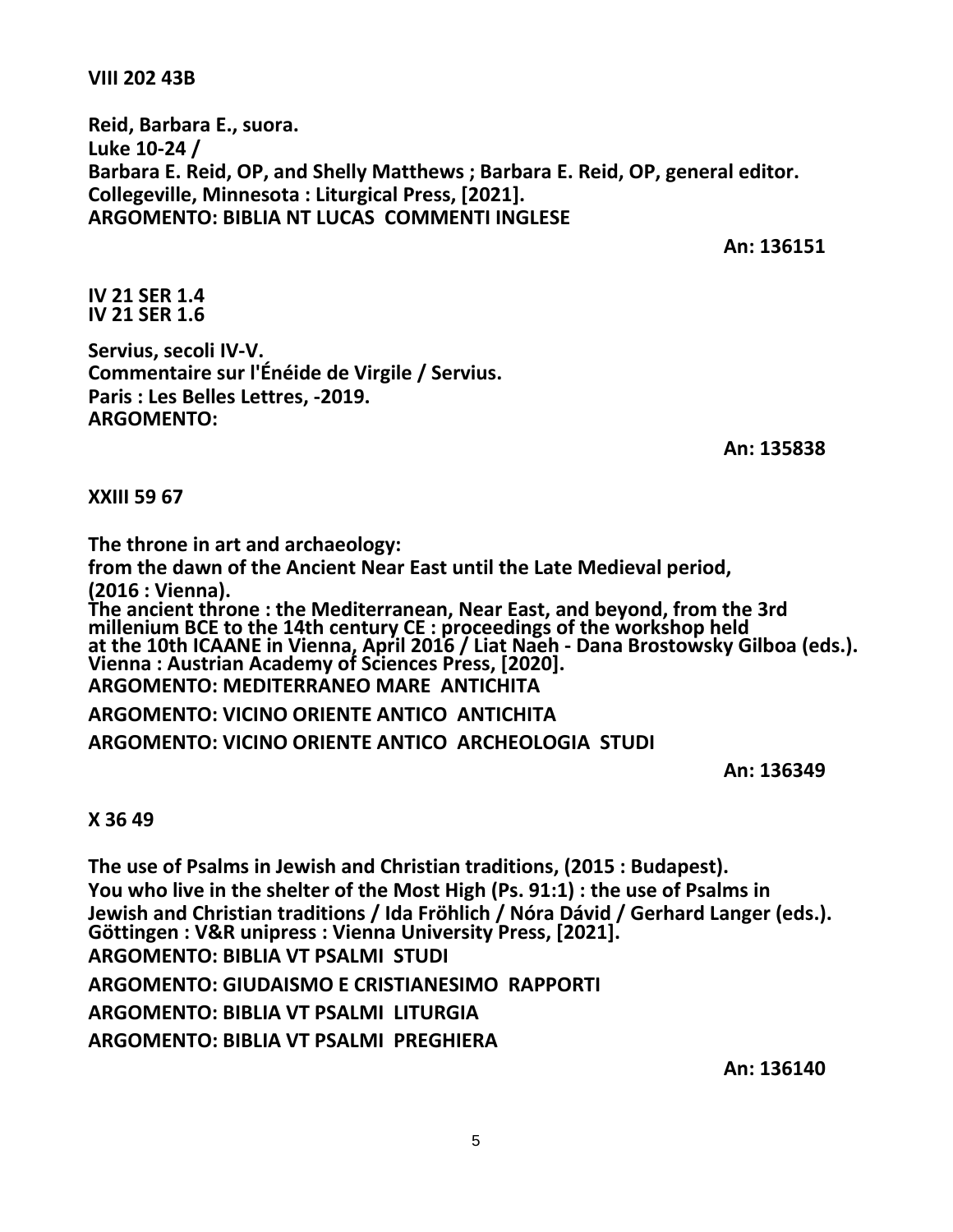**VIII 202 43B**

**Reid, Barbara E., suora.**
**Luke 10-24 /**
**Barbara E. Reid, OP, and Shelly Matthews ; Barbara E. Reid, OP, general editor.**
**Collegeville, Minnesota : Liturgical Press, [2021].**
**ARGOMENTO: BIBLIA NT LUCAS COMMENTI INGLESE**

**An: 136151**

**IV 21 SER 1.4**
**IV 21 SER 1.6**

**Servius, secoli IV-V.**
**Commentaire sur l'Énéide de Virgile / Servius.**
**Paris : Les Belles Lettres, -2019.**
**ARGOMENTO:**

**An: 135838**

**XXIII 59 67**

**The throne in art and archaeology:**
**from the dawn of the Ancient Near East until the Late Medieval period,**
**(2016 : Vienna).**
**The ancient throne : the Mediterranean, Near East, and beyond, from the 3rd millenium BCE to the 14th century CE : proceedings of the workshop held at the 10th ICAANE in Vienna, April 2016 / Liat Naeh - Dana Brostowsky Gilboa (eds.).**
**Vienna : Austrian Academy of Sciences Press, [2020].**
**ARGOMENTO: MEDITERRANEO MARE ANTICHITA**

**ARGOMENTO: VICINO ORIENTE ANTICO ANTICHITA**

**ARGOMENTO: VICINO ORIENTE ANTICO ARCHEOLOGIA STUDI**

**An: 136349**

**X 36 49**

**The use of Psalms in Jewish and Christian traditions, (2015 : Budapest).**
**You who live in the shelter of the Most High (Ps. 91:1) : the use of Psalms in Jewish and Christian traditions / Ida Fröhlich / Nóra Dávid / Gerhard Langer (eds.).**
**Göttingen : V&R unipress : Vienna University Press, [2021].**
**ARGOMENTO: BIBLIA VT PSALMI STUDI**

**ARGOMENTO: GIUDAISMO E CRISTIANESIMO RAPPORTI**

**ARGOMENTO: BIBLIA VT PSALMI LITURGIA**

**ARGOMENTO: BIBLIA VT PSALMI PREGHIERA**

**An: 136140**